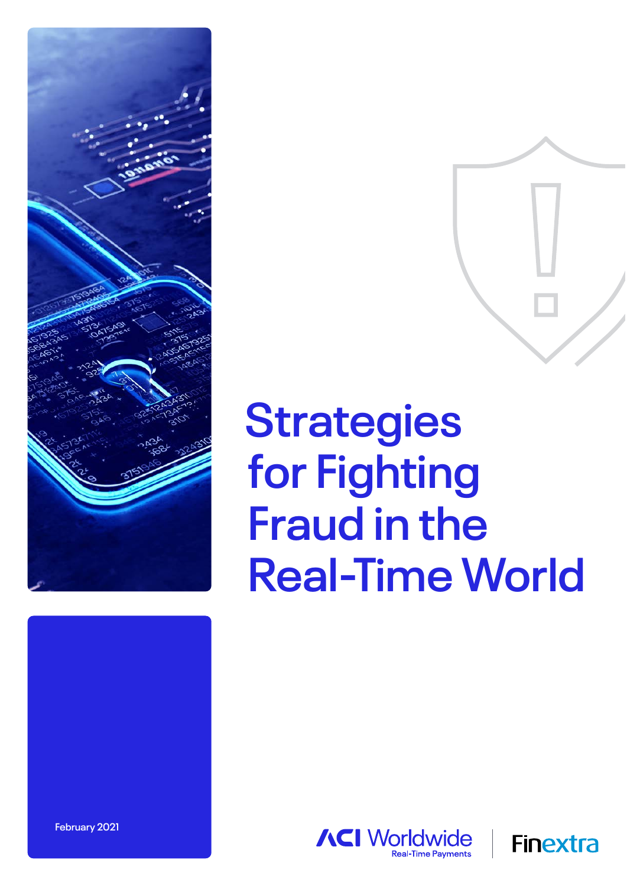# Strategies for Fighting Fraud in the Real-Time World

February 2021

ACI Worldwide Real-Time Payments | Finextra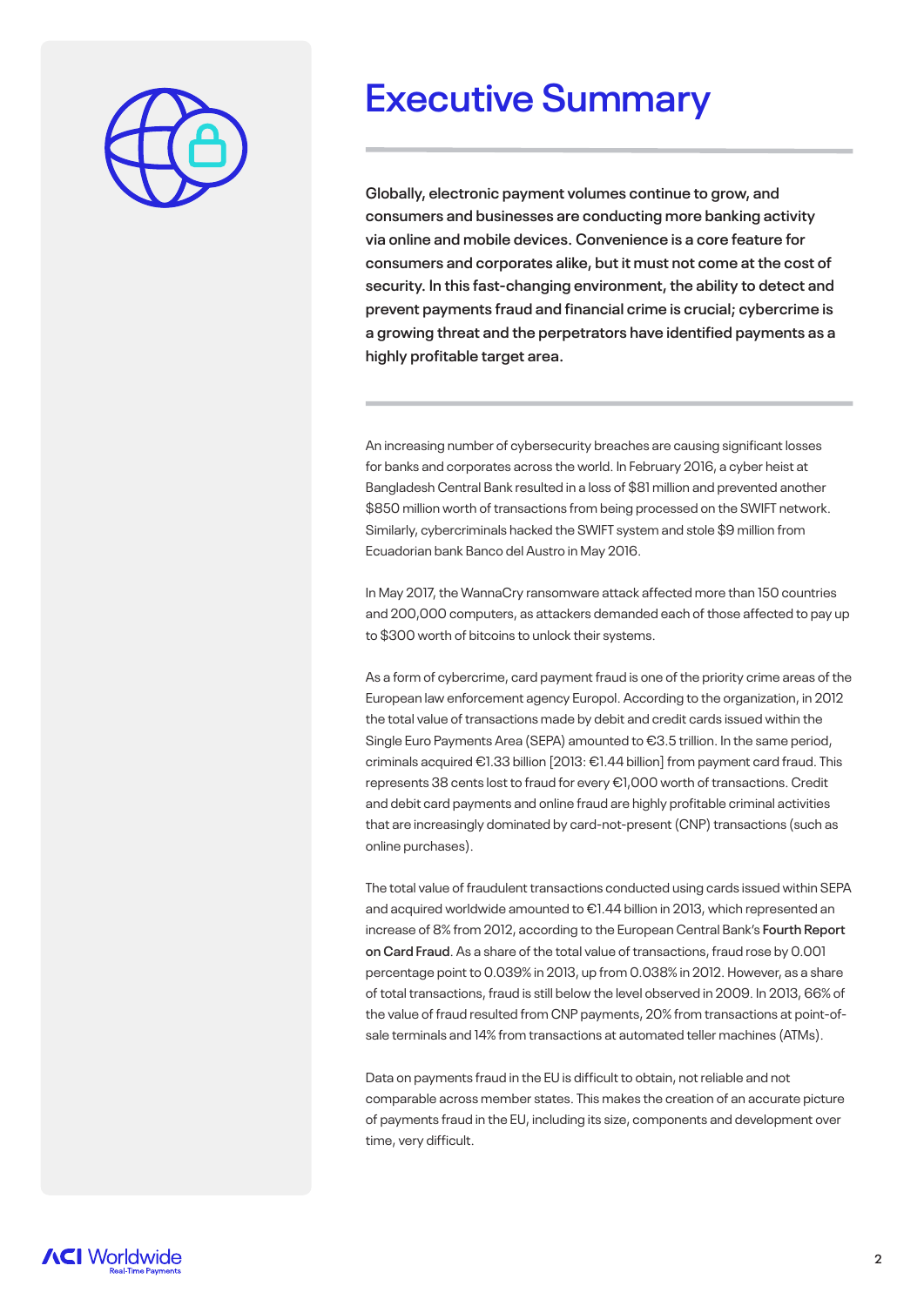# Executive Summary

**Globally, electronic payment volumes continue to grow, and consumers and businesses are conducting more banking activity via online and mobile devices. Convenience is a core feature for consumers and corporates alike, but it must not come at the cost of security. In this fast-changing environment, the ability to detect and prevent payments fraud and financial crime is crucial; cybercrime is a growing threat and the perpetrators have identified payments as a highly profitable target area.**

An increasing number of cybersecurity breaches are causing significant losses for banks and corporates across the world. In February 2016, a cyber heist at Bangladesh Central Bank resulted in a loss of $81 million and prevented another $850 million worth of transactions from being processed on the SWIFT network. Similarly, cybercriminals hacked the SWIFT system and stole $9 million from Ecuadorian bank Banco del Austro in May 2016.

In May 2017, the WannaCry ransomware attack affected more than 150 countries and 200,000 computers, as attackers demanded each of those affected to pay up to $300 worth of bitcoins to unlock their systems.

As a form of cybercrime, card payment fraud is one of the priority crime areas of the European law enforcement agency Europol. According to the organization, in 2012 the total value of transactions made by debit and credit cards issued within the Single Euro Payments Area (SEPA) amounted to €3.5 trillion. In the same period, criminals acquired €1.33 billion [2013: €1.44 billion] from payment card fraud. This represents 38 cents lost to fraud for every €1,000 worth of transactions. Credit and debit card payments and online fraud are highly profitable criminal activities that are increasingly dominated by card-not-present (CNP) transactions (such as online purchases).

The total value of fraudulent transactions conducted using cards issued within SEPA and acquired worldwide amounted to €1.44 billion in 2013, which represented an increase of 8% from 2012, according to the European Central Bank's **Fourth Report on Card Fraud**. As a share of the total value of transactions, fraud rose by 0.001 percentage point to 0.039% in 2013, up from 0.038% in 2012. However, as a share of total transactions, fraud is still below the level observed in 2009. In 2013, 66% of the value of fraud resulted from CNP payments, 20% from transactions at point-of-sale terminals and 14% from transactions at automated teller machines (ATMs).

Data on payments fraud in the EU is difficult to obtain, not reliable and not comparable across member states. This makes the creation of an accurate picture of payments fraud in the EU, including its size, components and development over time, very difficult.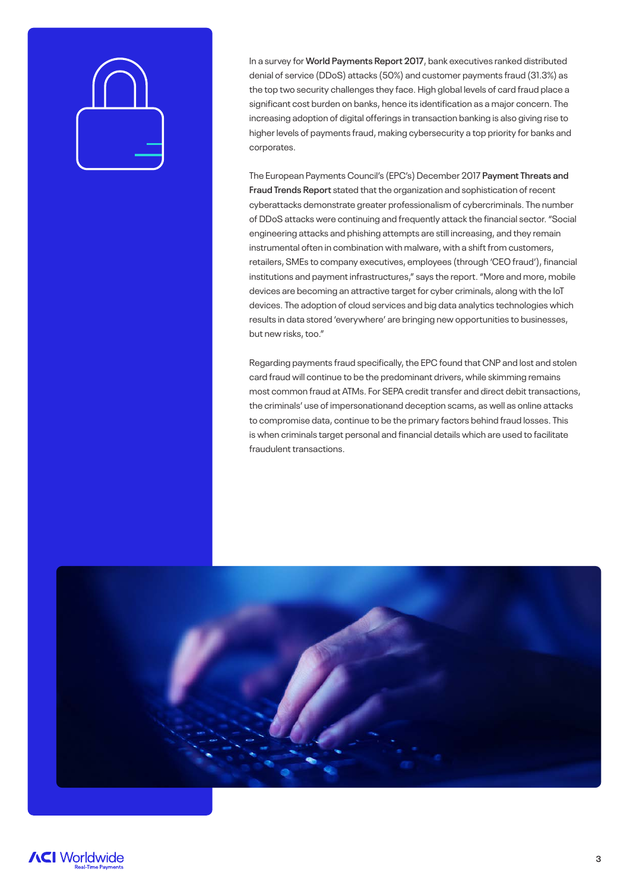In a survey for **World Payments Report 2017**, bank executives ranked distributed denial of service (DDoS) attacks (50%) and customer payments fraud (31.3%) as the top two security challenges they face. High global levels of card fraud place a significant cost burden on banks, hence its identification as a major concern. The increasing adoption of digital offerings in transaction banking is also giving rise to higher levels of payments fraud, making cybersecurity a top priority for banks and corporates.

The European Payments Council's (EPC's) December 2017 **Payment Threats and Fraud Trends Report** stated that the organization and sophistication of recent cyberattacks demonstrate greater professionalism of cybercriminals. The number of DDoS attacks were continuing and frequently attack the financial sector. "Social engineering attacks and phishing attempts are still increasing, and they remain instrumental often in combination with malware, with a shift from customers, retailers, SMEs to company executives, employees (through 'CEO fraud'), financial institutions and payment infrastructures," says the report. "More and more, mobile devices are becoming an attractive target for cyber criminals, along with the IoT devices. The adoption of cloud services and big data analytics technologies which results in data stored 'everywhere' are bringing new opportunities to businesses, but new risks, too."

Regarding payments fraud specifically, the EPC found that CNP and lost and stolen card fraud will continue to be the predominant drivers, while skimming remains most common fraud at ATMs. For SEPA credit transfer and direct debit transactions, the criminals' use of impersonationand deception scams, as well as online attacks to compromise data, continue to be the primary factors behind fraud losses. This is when criminals target personal and financial details which are used to facilitate fraudulent transactions.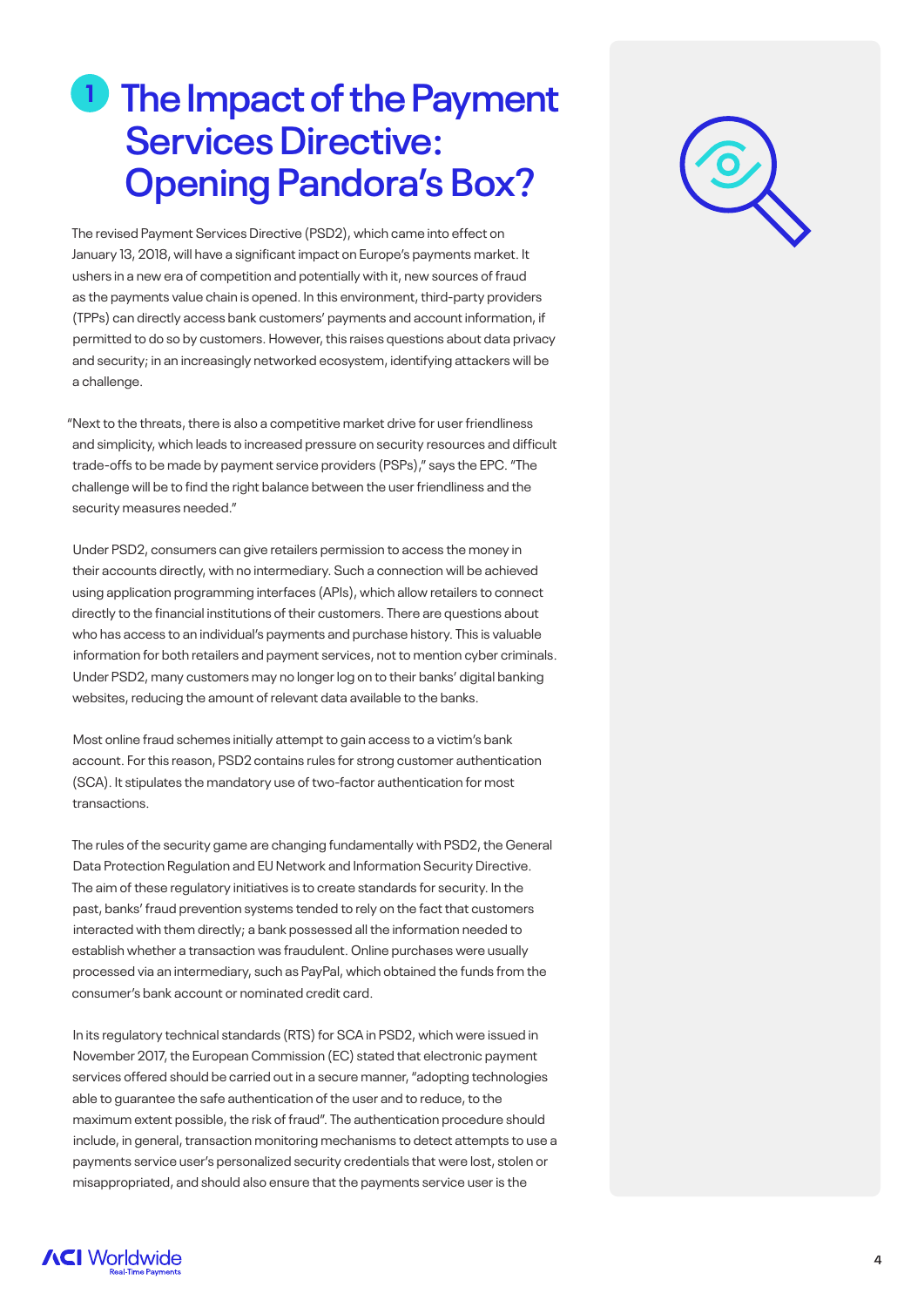# 1 The Impact of the Payment Services Directive: Opening Pandora's Box?

The revised Payment Services Directive (PSD2), which came into effect on January 13, 2018, will have a significant impact on Europe's payments market. It ushers in a new era of competition and potentially with it, new sources of fraud as the payments value chain is opened. In this environment, third-party providers (TPPs) can directly access bank customers' payments and account information, if permitted to do so by customers. However, this raises questions about data privacy and security; in an increasingly networked ecosystem, identifying attackers will be a challenge.

"Next to the threats, there is also a competitive market drive for user friendliness and simplicity, which leads to increased pressure on security resources and difficult trade-offs to be made by payment service providers (PSPs)," says the EPC. "The challenge will be to find the right balance between the user friendliness and the security measures needed."

Under PSD2, consumers can give retailers permission to access the money in their accounts directly, with no intermediary. Such a connection will be achieved using application programming interfaces (APIs), which allow retailers to connect directly to the financial institutions of their customers. There are questions about who has access to an individual's payments and purchase history. This is valuable information for both retailers and payment services, not to mention cyber criminals. Under PSD2, many customers may no longer log on to their banks' digital banking websites, reducing the amount of relevant data available to the banks.

Most online fraud schemes initially attempt to gain access to a victim's bank account. For this reason, PSD2 contains rules for strong customer authentication (SCA). It stipulates the mandatory use of two-factor authentication for most transactions.

The rules of the security game are changing fundamentally with PSD2, the General Data Protection Regulation and EU Network and Information Security Directive. The aim of these regulatory initiatives is to create standards for security. In the past, banks' fraud prevention systems tended to rely on the fact that customers interacted with them directly; a bank possessed all the information needed to establish whether a transaction was fraudulent. Online purchases were usually processed via an intermediary, such as PayPal, which obtained the funds from the consumer's bank account or nominated credit card.

In its regulatory technical standards (RTS) for SCA in PSD2, which were issued in November 2017, the European Commission (EC) stated that electronic payment services offered should be carried out in a secure manner, "adopting technologies able to guarantee the safe authentication of the user and to reduce, to the maximum extent possible, the risk of fraud". The authentication procedure should include, in general, transaction monitoring mechanisms to detect attempts to use a payments service user's personalized security credentials that were lost, stolen or misappropriated, and should also ensure that the payments service user is the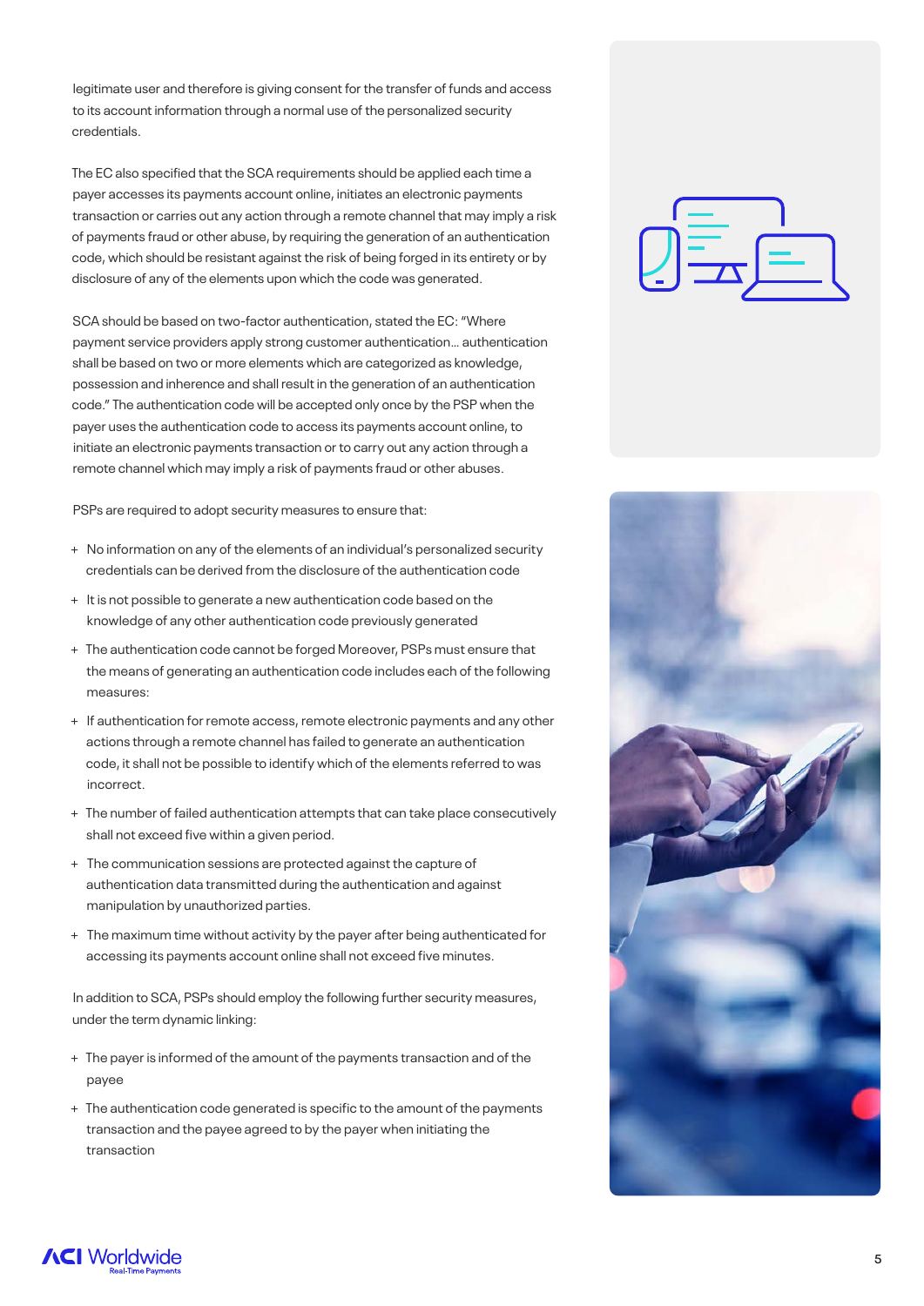legitimate user and therefore is giving consent for the transfer of funds and access to its account information through a normal use of the personalized security credentials.

The EC also specified that the SCA requirements should be applied each time a payer accesses its payments account online, initiates an electronic payments transaction or carries out any action through a remote channel that may imply a risk of payments fraud or other abuse, by requiring the generation of an authentication code, which should be resistant against the risk of being forged in its entirety or by disclosure of any of the elements upon which the code was generated.

SCA should be based on two-factor authentication, stated the EC: "Where payment service providers apply strong customer authentication... authentication shall be based on two or more elements which are categorized as knowledge, possession and inherence and shall result in the generation of an authentication code." The authentication code will be accepted only once by the PSP when the payer uses the authentication code to access its payments account online, to initiate an electronic payments transaction or to carry out any action through a remote channel which may imply a risk of payments fraud or other abuses.

PSPs are required to adopt security measures to ensure that:

+ No information on any of the elements of an individual's personalized security credentials can be derived from the disclosure of the authentication code
+ It is not possible to generate a new authentication code based on the knowledge of any other authentication code previously generated
+ The authentication code cannot be forged Moreover, PSPs must ensure that the means of generating an authentication code includes each of the following measures:
+ If authentication for remote access, remote electronic payments and any other actions through a remote channel has failed to generate an authentication code, it shall not be possible to identify which of the elements referred to was incorrect.
+ The number of failed authentication attempts that can take place consecutively shall not exceed five within a given period.
+ The communication sessions are protected against the capture of authentication data transmitted during the authentication and against manipulation by unauthorized parties.
+ The maximum time without activity by the payer after being authenticated for accessing its payments account online shall not exceed five minutes.

In addition to SCA, PSPs should employ the following further security measures, under the term dynamic linking:

+ The payer is informed of the amount of the payments transaction and of the payee
+ The authentication code generated is specific to the amount of the payments transaction and the payee agreed to by the payer when initiating the transaction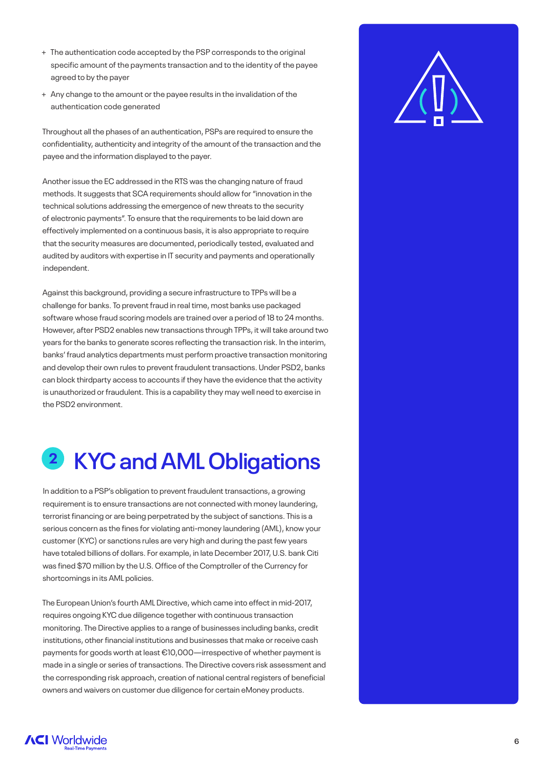- The authentication code accepted by the PSP corresponds to the original specific amount of the payments transaction and to the identity of the payee agreed to by the payer
- Any change to the amount or the payee results in the invalidation of the authentication code generated

Throughout all the phases of an authentication, PSPs are required to ensure the confidentiality, authenticity and integrity of the amount of the transaction and the payee and the information displayed to the payer.

Another issue the EC addressed in the RTS was the changing nature of fraud methods. It suggests that SCA requirements should allow for "innovation in the technical solutions addressing the emergence of new threats to the security of electronic payments". To ensure that the requirements to be laid down are effectively implemented on a continuous basis, it is also appropriate to require that the security measures are documented, periodically tested, evaluated and audited by auditors with expertise in IT security and payments and operationally independent.

Against this background, providing a secure infrastructure to TPPs will be a challenge for banks. To prevent fraud in real time, most banks use packaged software whose fraud scoring models are trained over a period of 18 to 24 months. However, after PSD2 enables new transactions through TPPs, it will take around two years for the banks to generate scores reflecting the transaction risk. In the interim, banks' fraud analytics departments must perform proactive transaction monitoring and develop their own rules to prevent fraudulent transactions. Under PSD2, banks can block thirdparty access to accounts if they have the evidence that the activity is unauthorized or fraudulent. This is a capability they may well need to exercise in the PSD2 environment.

## 2 KYC and AML Obligations

In addition to a PSP's obligation to prevent fraudulent transactions, a growing requirement is to ensure transactions are not connected with money laundering, terrorist financing or are being perpetrated by the subject of sanctions. This is a serious concern as the fines for violating anti-money laundering (AML), know your customer (KYC) or sanctions rules are very high and during the past few years have totaled billions of dollars. For example, in late December 2017, U.S. bank Citi was fined $70 million by the U.S. Office of the Comptroller of the Currency for shortcomings in its AML policies.

The European Union's fourth AML Directive, which came into effect in mid-2017, requires ongoing KYC due diligence together with continuous transaction monitoring. The Directive applies to a range of businesses including banks, credit institutions, other financial institutions and businesses that make or receive cash payments for goods worth at least €10,000—irrespective of whether payment is made in a single or series of transactions. The Directive covers risk assessment and the corresponding risk approach, creation of national central registers of beneficial owners and waivers on customer due diligence for certain eMoney products.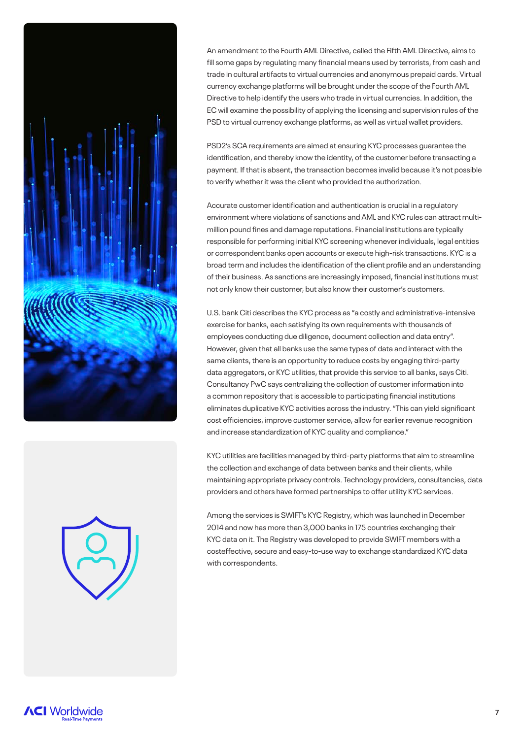An amendment to the Fourth AML Directive, called the Fifth AML Directive, aims to fill some gaps by regulating many financial means used by terrorists, from cash and trade in cultural artifacts to virtual currencies and anonymous prepaid cards. Virtual currency exchange platforms will be brought under the scope of the Fourth AML Directive to help identify the users who trade in virtual currencies. In addition, the EC will examine the possibility of applying the licensing and supervision rules of the PSD to virtual currency exchange platforms, as well as virtual wallet providers.

PSD2's SCA requirements are aimed at ensuring KYC processes guarantee the identification, and thereby know the identity, of the customer before transacting a payment. If that is absent, the transaction becomes invalid because it's not possible to verify whether it was the client who provided the authorization.

Accurate customer identification and authentication is crucial in a regulatory environment where violations of sanctions and AML and KYC rules can attract multi-million pound fines and damage reputations. Financial institutions are typically responsible for performing initial KYC screening whenever individuals, legal entities or correspondent banks open accounts or execute high-risk transactions. KYC is a broad term and includes the identification of the client profile and an understanding of their business. As sanctions are increasingly imposed, financial institutions must not only know their customer, but also know their customer's customers.

U.S. bank Citi describes the KYC process as "a costly and administrative-intensive exercise for banks, each satisfying its own requirements with thousands of employees conducting due diligence, document collection and data entry". However, given that all banks use the same types of data and interact with the same clients, there is an opportunity to reduce costs by engaging third-party data aggregators, or KYC utilities, that provide this service to all banks, says Citi. Consultancy PwC says centralizing the collection of customer information into a common repository that is accessible to participating financial institutions eliminates duplicative KYC activities across the industry. "This can yield significant cost efficiencies, improve customer service, allow for earlier revenue recognition and increase standardization of KYC quality and compliance."

KYC utilities are facilities managed by third-party platforms that aim to streamline the collection and exchange of data between banks and their clients, while maintaining appropriate privacy controls. Technology providers, consultancies, data providers and others have formed partnerships to offer utility KYC services.

Among the services is SWIFT's KYC Registry, which was launched in December 2014 and now has more than 3,000 banks in 175 countries exchanging their KYC data on it. The Registry was developed to provide SWIFT members with a costeffective, secure and easy-to-use way to exchange standardized KYC data with correspondents.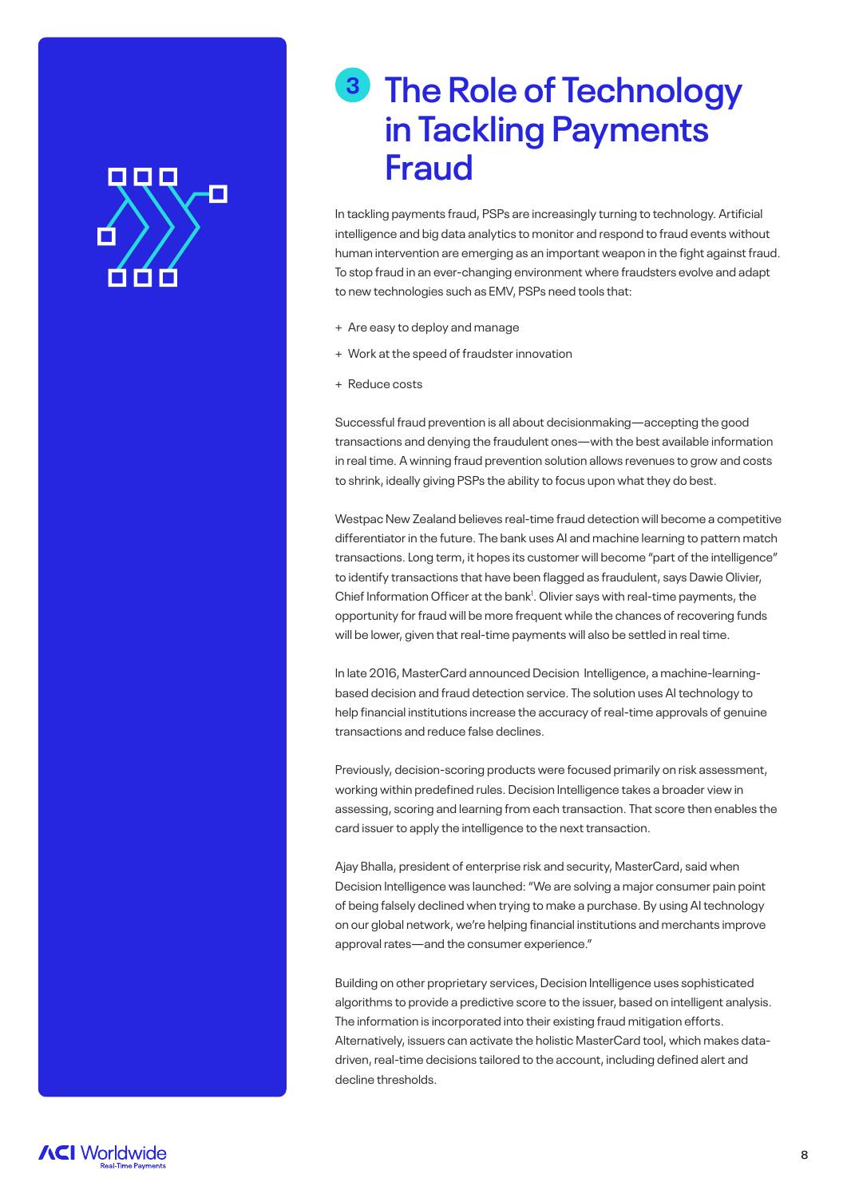# 3 The Role of Technology in Tackling Payments Fraud

In tackling payments fraud, PSPs are increasingly turning to technology. Artificial intelligence and big data analytics to monitor and respond to fraud events without human intervention are emerging as an important weapon in the fight against fraud. To stop fraud in an ever-changing environment where fraudsters evolve and adapt to new technologies such as EMV, PSPs need tools that:

+ Are easy to deploy and manage
+ Work at the speed of fraudster innovation
+ Reduce costs

Successful fraud prevention is all about decisionmaking—accepting the good transactions and denying the fraudulent ones—with the best available information in real time. A winning fraud prevention solution allows revenues to grow and costs to shrink, ideally giving PSPs the ability to focus upon what they do best.

Westpac New Zealand believes real-time fraud detection will become a competitive differentiator in the future. The bank uses AI and machine learning to pattern match transactions. Long term, it hopes its customer will become "part of the intelligence" to identify transactions that have been flagged as fraudulent, says Dawie Olivier, Chief Information Officer at the bank[1]. Olivier says with real-time payments, the opportunity for fraud will be more frequent while the chances of recovering funds will be lower, given that real-time payments will also be settled in real time.

In late 2016, MasterCard announced Decision Intelligence, a machine-learning-based decision and fraud detection service. The solution uses AI technology to help financial institutions increase the accuracy of real-time approvals of genuine transactions and reduce false declines.

Previously, decision-scoring products were focused primarily on risk assessment, working within predefined rules. Decision Intelligence takes a broader view in assessing, scoring and learning from each transaction. That score then enables the card issuer to apply the intelligence to the next transaction.

Ajay Bhalla, president of enterprise risk and security, MasterCard, said when Decision Intelligence was launched: "We are solving a major consumer pain point of being falsely declined when trying to make a purchase. By using AI technology on our global network, we're helping financial institutions and merchants improve approval rates—and the consumer experience."

Building on other proprietary services, Decision Intelligence uses sophisticated algorithms to provide a predictive score to the issuer, based on intelligent analysis. The information is incorporated into their existing fraud mitigation efforts. Alternatively, issuers can activate the holistic MasterCard tool, which makes data-driven, real-time decisions tailored to the account, including defined alert and decline thresholds.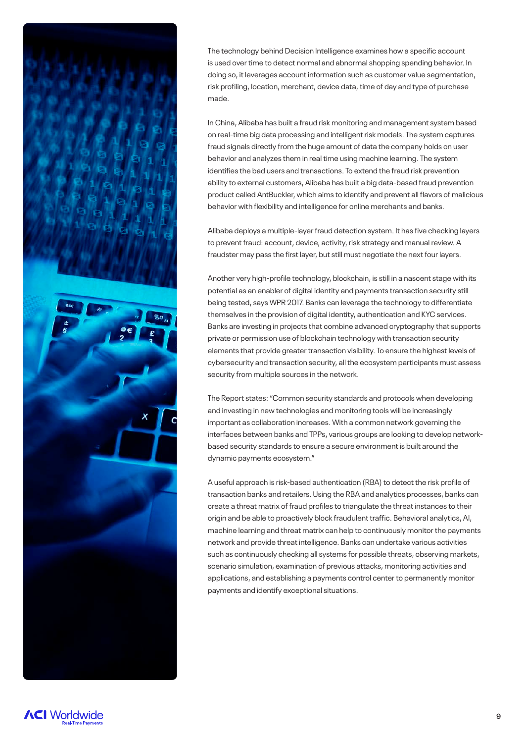The technology behind Decision Intelligence examines how a specific account is used over time to detect normal and abnormal shopping spending behavior. In doing so, it leverages account information such as customer value segmentation, risk profiling, location, merchant, device data, time of day and type of purchase made.

In China, Alibaba has built a fraud risk monitoring and management system based on real-time big data processing and intelligent risk models. The system captures fraud signals directly from the huge amount of data the company holds on user behavior and analyzes them in real time using machine learning. The system identifies the bad users and transactions. To extend the fraud risk prevention ability to external customers, Alibaba has built a big data-based fraud prevention product called AntBuckler, which aims to identify and prevent all flavors of malicious behavior with flexibility and intelligence for online merchants and banks.

Alibaba deploys a multiple-layer fraud detection system. It has five checking layers to prevent fraud: account, device, activity, risk strategy and manual review. A fraudster may pass the first layer, but still must negotiate the next four layers.

Another very high-profile technology, blockchain, is still in a nascent stage with its potential as an enabler of digital identity and payments transaction security still being tested, says WPR 2017. Banks can leverage the technology to differentiate themselves in the provision of digital identity, authentication and KYC services. Banks are investing in projects that combine advanced cryptography that supports private or permission use of blockchain technology with transaction security elements that provide greater transaction visibility. To ensure the highest levels of cybersecurity and transaction security, all the ecosystem participants must assess security from multiple sources in the network.

The Report states: "Common security standards and protocols when developing and investing in new technologies and monitoring tools will be increasingly important as collaboration increases. With a common network governing the interfaces between banks and TPPs, various groups are looking to develop network-based security standards to ensure a secure environment is built around the dynamic payments ecosystem."

A useful approach is risk-based authentication (RBA) to detect the risk profile of transaction banks and retailers. Using the RBA and analytics processes, banks can create a threat matrix of fraud profiles to triangulate the threat instances to their origin and be able to proactively block fraudulent traffic. Behavioral analytics, AI, machine learning and threat matrix can help to continuously monitor the payments network and provide threat intelligence. Banks can undertake various activities such as continuously checking all systems for possible threats, observing markets, scenario simulation, examination of previous attacks, monitoring activities and applications, and establishing a payments control center to permanently monitor payments and identify exceptional situations.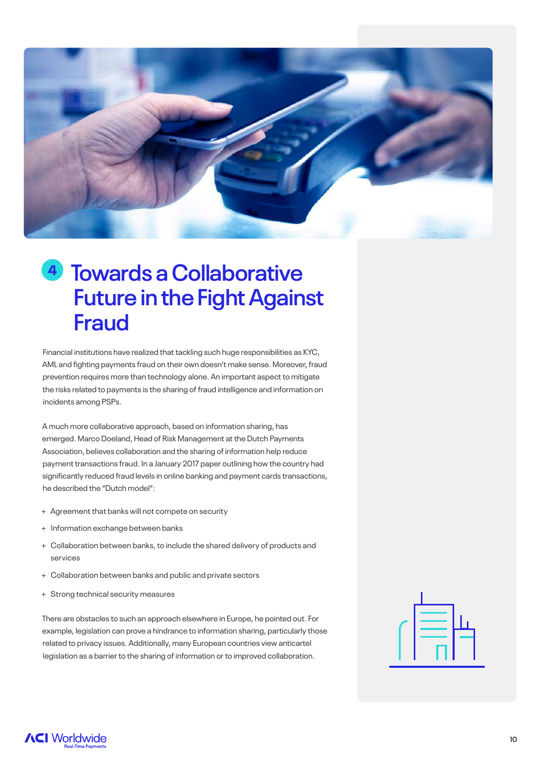# 4 Towards a Collaborative Future in the Fight Against Fraud

Financial institutions have realized that tackling such huge responsibilities as KYC, AML and fighting payments fraud on their own doesn't make sense. Moreover, fraud prevention requires more than technology alone. An important aspect to mitigate the risks related to payments is the sharing of fraud intelligence and information on incidents among PSPs.

A much more collaborative approach, based on information sharing, has emerged. Marco Doeland, Head of Risk Management at the Dutch Payments Association, believes collaboration and the sharing of information help reduce payment transactions fraud. In a January 2017 paper outlining how the country had significantly reduced fraud levels in online banking and payment cards transactions, he described the "Dutch model":

+ Agreement that banks will not compete on security
+ Information exchange between banks
+ Collaboration between banks, to include the shared delivery of products and services
+ Collaboration between banks and public and private sectors
+ Strong technical security measures

There are obstacles to such an approach elsewhere in Europe, he pointed out. For example, legislation can prove a hindrance to information sharing, particularly those related to privacy issues. Additionally, many European countries view anticartel legislation as a barrier to the sharing of information or to improved collaboration.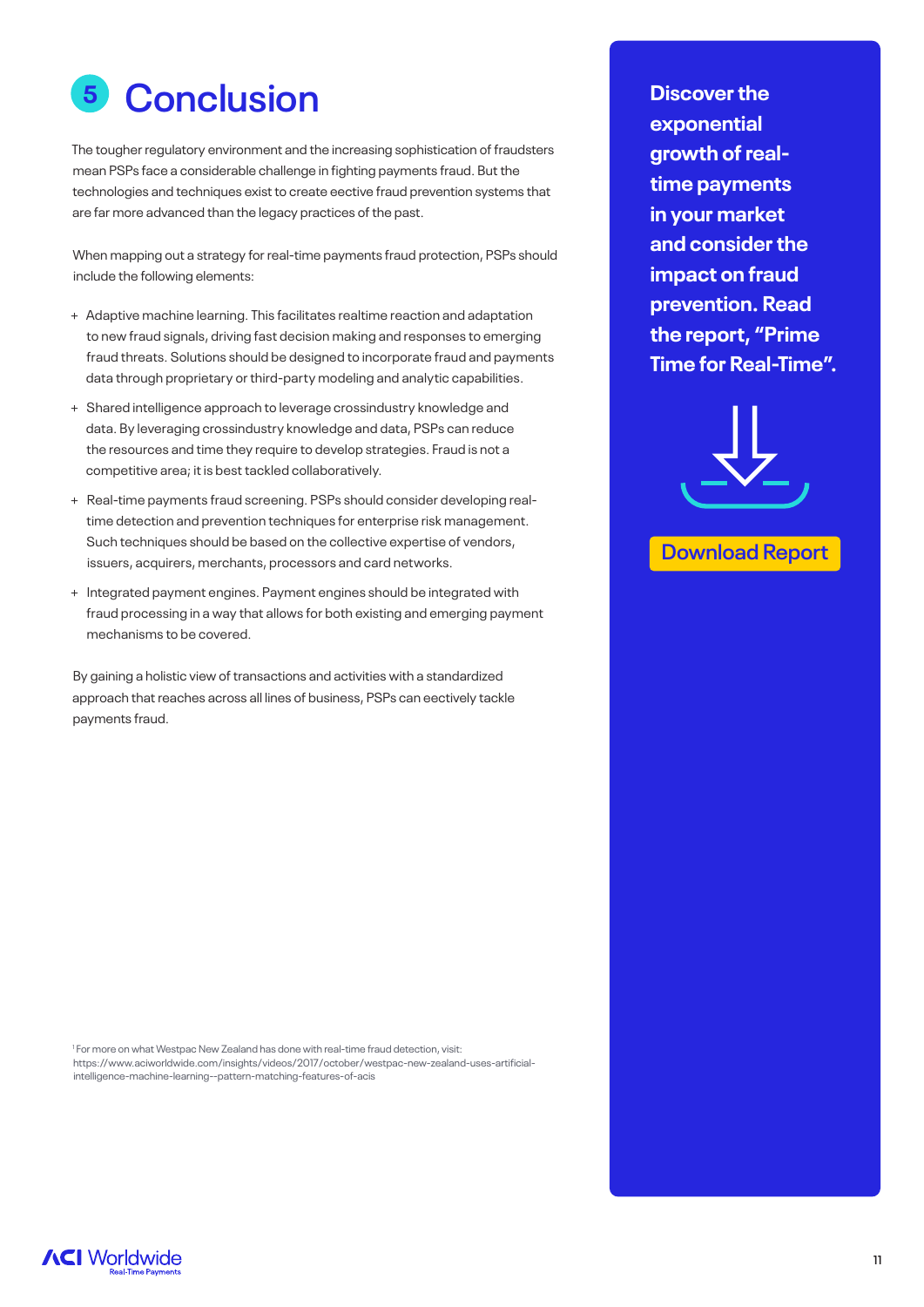# 5 Conclusion

The tougher regulatory environment and the increasing sophistication of fraudsters mean PSPs face a considerable challenge in fighting payments fraud. But the technologies and techniques exist to create eective fraud prevention systems that are far more advanced than the legacy practices of the past.

When mapping out a strategy for real-time payments fraud protection, PSPs should include the following elements:

+ Adaptive machine learning. This facilitates realtime reaction and adaptation to new fraud signals, driving fast decision making and responses to emerging fraud threats. Solutions should be designed to incorporate fraud and payments data through proprietary or third-party modeling and analytic capabilities.
+ Shared intelligence approach to leverage crossindustry knowledge and data. By leveraging crossindustry knowledge and data, PSPs can reduce the resources and time they require to develop strategies. Fraud is not a competitive area; it is best tackled collaboratively.
+ Real-time payments fraud screening. PSPs should consider developing real-time detection and prevention techniques for enterprise risk management. Such techniques should be based on the collective expertise of vendors, issuers, acquirers, merchants, processors and card networks.
+ Integrated payment engines. Payment engines should be integrated with fraud processing in a way that allows for both existing and emerging payment mechanisms to be covered.

By gaining a holistic view of transactions and activities with a standardized approach that reaches across all lines of business, PSPs can eectively tackle payments fraud.

[1] For more on what Westpac New Zealand has done with real-time fraud detection, visit: https://www.aciworldwide.com/insights/videos/2017/october/westpac-new-zealand-uses-artificial-intelligence-machine-learning--pattern-matching-features-of-acis

**Discover the exponential growth of real-time payments in your market and consider the impact on fraud prevention. Read the report, "Prime Time for Real-Time".**

Download Report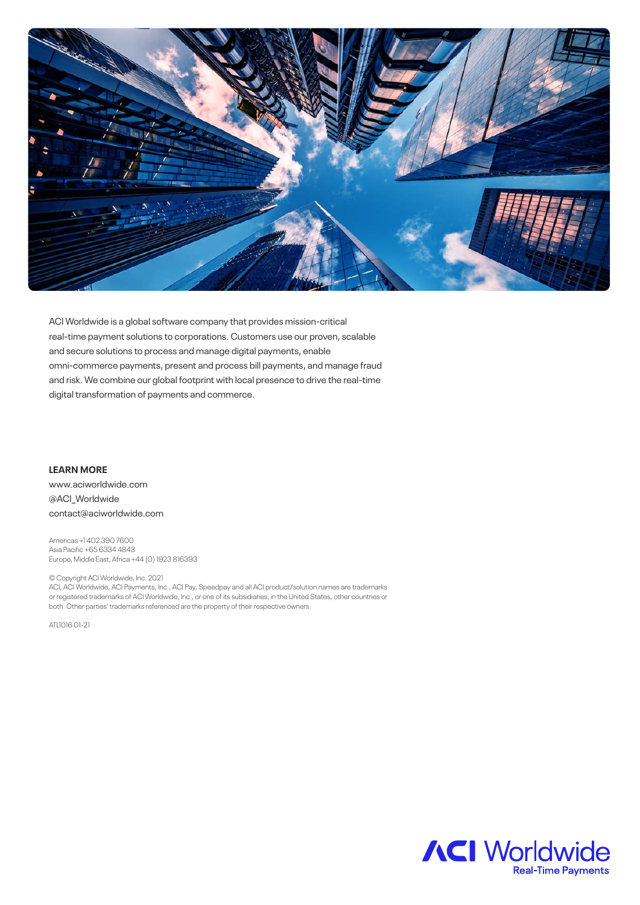ACI Worldwide is a global software company that provides mission-critical real-time payment solutions to corporations. Customers use our proven, scalable and secure solutions to process and manage digital payments, enable omni-commerce payments, present and process bill payments, and manage fraud and risk. We combine our global footprint with local presence to drive the real-time digital transformation of payments and commerce.

**LEARN MORE**

www.aciworldwide.com
@ACI_Worldwide
contact@aciworldwide.com

Americas +1 402 390 7600
Asia Pacific +65 6334 4843
Europe, Middle East, Africa +44 (0) 1923 816393

© Copyright ACI Worldwide, Inc. 2021
ACI, ACI Worldwide, ACI Payments, Inc., ACI Pay, Speedpay and all ACI product/solution names are trademarks or registered trademarks of ACI Worldwide, Inc., or one of its subsidiaries, in the United States, other countries or both. Other parties' trademarks referenced are the property of their respective owners.

ATL1016 01-21

ACI Worldwide
Real-Time Payments